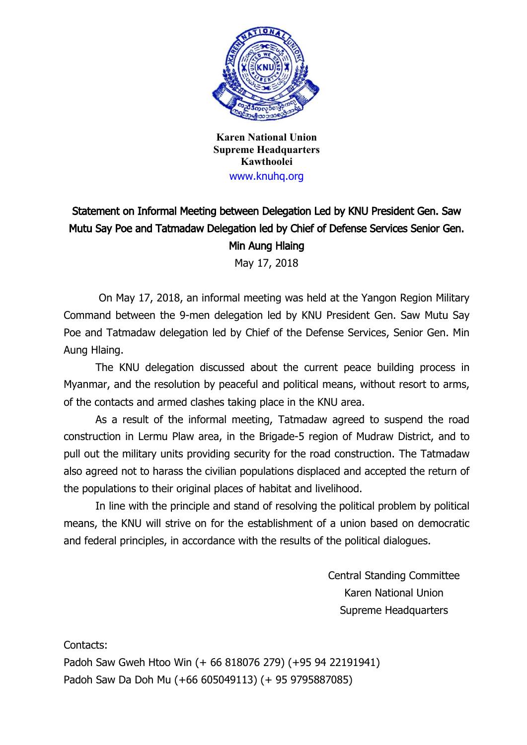**Karen National Union**
**Supreme Headquarters**
**Kawthoolei**
www.knuhq.org

## Statement on Informal Meeting between Delegation Led by KNU President Gen. Saw Mutu Say Poe and Tatmadaw Delegation led by Chief of Defense Services Senior Gen. Min Aung Hlaing

May 17, 2018

On May 17, 2018, an informal meeting was held at the Yangon Region Military Command between the 9-men delegation led by KNU President Gen. Saw Mutu Say Poe and Tatmadaw delegation led by Chief of the Defense Services, Senior Gen. Min Aung Hlaing.

The KNU delegation discussed about the current peace building process in Myanmar, and the resolution by peaceful and political means, without resort to arms, of the contacts and armed clashes taking place in the KNU area.

As a result of the informal meeting, Tatmadaw agreed to suspend the road construction in Lermu Plaw area, in the Brigade-5 region of Mudraw District, and to pull out the military units providing security for the road construction. The Tatmadaw also agreed not to harass the civilian populations displaced and accepted the return of the populations to their original places of habitat and livelihood.

In line with the principle and stand of resolving the political problem by political means, the KNU will strive on for the establishment of a union based on democratic and federal principles, in accordance with the results of the political dialogues.

Central Standing Committee
Karen National Union
Supreme Headquarters

Contacts:
Padoh Saw Gweh Htoo Win (+ 66 818076 279) (+95 94 22191941)
Padoh Saw Da Doh Mu (+66 605049113) (+ 95 9795887085)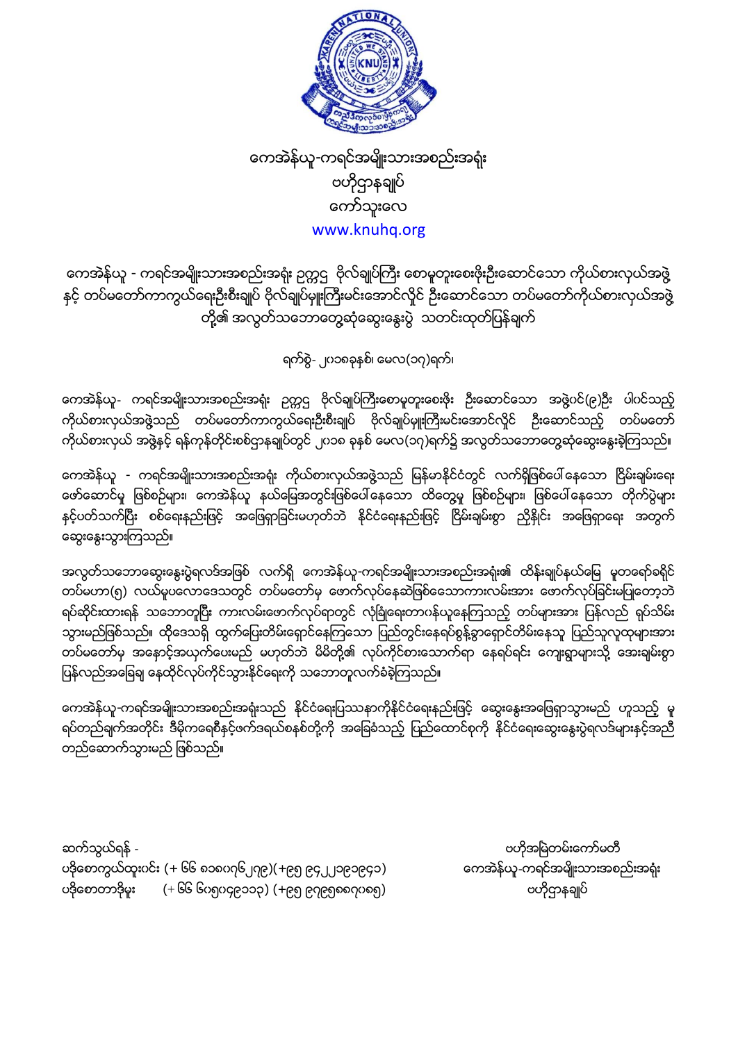# ကေအဲန်ယူ-ကရင်အမျိုးသားအစည်းအရုံး
## ဗဟိုဌာနချုပ်
## ကော်သူးလေ
www.knuhq.org

### ကေအဲန်ယူ - ကရင်အမျိုးသားအစည်းအရုံး ဥက္ကဋ္ဌ ဗိုလ်ချုပ်ကြီး စောမူတူးစေးဖိုးဦးဆောင်သော ကိုယ်စားလှယ်အဖွဲ့ နှင့် တပ်မတော်ကာကွယ်ရေးဦးစီးချုပ် ဗိုလ်ချုပ်မှူးကြီးမင်းအောင်လှိုင် ဦးဆောင်သော တပ်မတော်ကိုယ်စားလှယ်အဖွဲ့ တို့၏ အလွတ်သဘောတွေ့ဆုံဆွေးနွေးပွဲ သတင်းထုတ်ပြန်ချက်

ရက်စွဲ- ၂၀၁၈ခုနှစ်၊ မေလ(၁၇)ရက်၊

ကေအဲန်ယူ- ကရင်အမျိုးသားအစည်းအရုံး ဥက္ကဋ္ဌ ဗိုလ်ချုပ်ကြီးစောမူတူးစေးဖိုး ဦးဆောင်သော အဖွဲ့ဝင်(၉)ဦး ပါဝင်သည့် ကိုယ်စားလှယ်အဖွဲ့သည် တပ်မတော်ကာကွယ်ရေးဦးစီးချုပ် ဗိုလ်ချုပ်မှူးကြီးမင်းအောင်လှိုင် ဦးဆောင်သည့် တပ်မတော် ကိုယ်စားလှယ် အဖွဲ့နှင့် ရန်ကုန်တိုင်းစစ်ဌာနချုပ်တွင် ၂၀၁၈ ခုနှစ် မေလ(၁၇)ရက်၌ အလွတ်သဘောတွေ့ဆုံဆွေးနွေးခဲ့ကြသည်။

ကေအဲန်ယူ - ကရင်အမျိုးသားအစည်းအရုံး ကိုယ်စားလှယ်အဖွဲ့သည် မြန်မာနိုင်ငံတွင် လက်ရှိဖြစ်ပေါ်နေသော ငြိမ်းချမ်းရေး ဖော်ဆောင်မှု ဖြစ်စဉ်များ၊ ကေအဲန်ယူ နယ်မြေအတွင်းဖြစ်ပေါ်နေသော ထိတွေ့မှု ဖြစ်စဉ်များ၊ ဖြစ်ပေါ်နေသော တိုက်ပွဲများ နှင့်ပတ်သက်ပြီး စစ်ရေးနည်းဖြင့် အဖြေရှာခြင်းမဟုတ်ဘဲ နိုင်ငံရေးနည်းဖြင့် ငြိမ်းချမ်းစွာ ညှိနှိုင်း အဖြေရှာရေး အတွက် ဆွေးနွေးသွားကြသည်။

အလွတ်သဘောဆွေးနွေးပွဲရလဒ်အဖြစ် လက်ရှိ ကေအဲန်ယူ-ကရင်အမျိုးသားအစည်းအရုံး၏ ထိန်းချုပ်နယ်မြေ မူတရော်ခရိုင် တပ်မဟာ(၅) လယ်မူပလောဒေသတွင် တပ်မတော်မှ ဖောက်လုပ်နေဆဲဖြစ်သောကားလမ်းအား ဖောက်လုပ်ခြင်းမပြုတော့ဘဲ ရပ်ဆိုင်းထားရန် သဘောတူပြီး ကားလမ်းဖောက်လုပ်ရာတွင် လုံခြုံရေးတာဝန်ယူနေကြသည့် တပ်များအား ပြန်လည် ရုပ်သိမ်း သွားမည်ဖြစ်သည်။ ထိုဒေသရှိ ထွက်ပြေးတိမ်းရှောင်နေကြသော ပြည်တွင်းနေရပ်စွန့်ခွာရှောင်တိမ်းနေသူ ပြည်သူလူထုများအား တပ်မတော်မှ အနှောင့်အယှက်ပေးမည် မဟုတ်ဘဲ မိမိတို့၏ လုပ်ကိုင်စားသောက်ရာ နေရပ်ရင်း ကျေးရွာများသို့ အေးချမ်းစွာ ပြန်လည်အခြေချ နေထိုင်လုပ်ကိုင်သွားနိုင်ရေးကို သဘောတူလက်ခံခဲ့ကြသည်။

ကေအဲန်ယူ-ကရင်အမျိုးသားအစည်းအရုံးသည် နိုင်ငံရေးပြဿနာကိုနိုင်ငံရေးနည်းဖြင့် ဆွေးနွေးအဖြေရှာသွားမည် ဟူသည့် မူ ရပ်တည်ချက်အတိုင်း ဒီမိုကရေစီနှင့်ဖက်ဒရယ်စနစ်တို့ကို အခြေခံသည့် ပြည်ထောင်စုကို နိုင်ငံရေးဆွေးနွေးပွဲရလဒ်များနှင့်အညီ တည်ဆောက်သွားမည် ဖြစ်သည်။

ဆက်သွယ်ရန် -
ပဒိုစောကွယ်ထူးဝင်း (+ ၆၆ ၈၁၈၈၇၆၂၇၉)(+၉၅ ၉၄၂၂၁၉၁၉၄၁)
ပဒိုစောတာဒိုမူး (+ ၆၆ ၆၀၅၀၄၉၁၁၃) (+၉၅ ၉၇၉၅၈၈၇၀၈၅)

ဗဟိုအမြဲတမ်းကော်မတီ
ကေအဲန်ယူ-ကရင်အမျိုးသားအစည်းအရုံး
ဗဟိုဌာနချုပ်